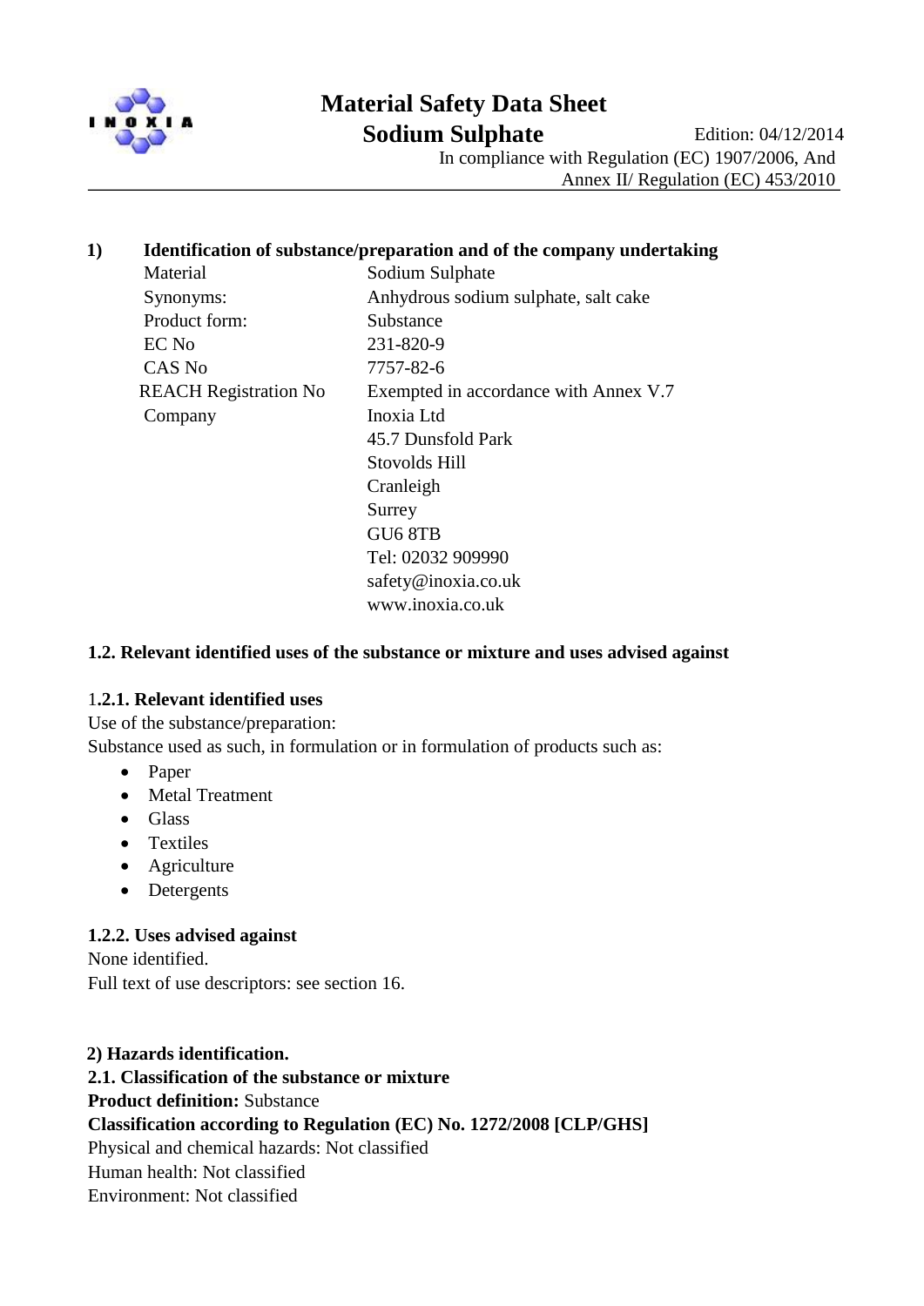# Material Safety Data Sheet

## Sodium Sulphate

Edition: 04/12/2014

In compliance with Regulation (EC) 1907/2006, And Annex II/ Regulation (EC) 453/2010

---

## 1) Identification of substance/preparation and of the company undertaking

| | |
|---|---|
| Material | Sodium Sulphate |
| Synonyms: | Anhydrous sodium sulphate, salt cake |
| Product form: | Substance |
| EC No | 231-820-9 |
| CAS No | 7757-82-6 |
| REACH Registration No | Exempted in accordance with Annex V.7 |
| Company | Inoxia Ltd<br>45.7 Dunsfold Park<br>Stovolds Hill<br>Cranleigh<br>Surrey<br>GU6 8TB<br>Tel: 02032 909990<br>safety@inoxia.co.uk<br>www.inoxia.co.uk |

### 1.2. Relevant identified uses of the substance or mixture and uses advised against

#### 1.2.1. Relevant identified uses

Use of the substance/preparation:

Substance used as such, in formulation or in formulation of products such as:

- Paper
- Metal Treatment
- Glass
- Textiles
- Agriculture
- Detergents

#### 1.2.2. Uses advised against

None identified.

Full text of use descriptors: see section 16.

## 2) Hazards identification.

### 2.1. Classification of the substance or mixture

**Product definition:** Substance

**Classification according to Regulation (EC) No. 1272/2008 [CLP/GHS]**

Physical and chemical hazards: Not classified

Human health: Not classified

Environment: Not classified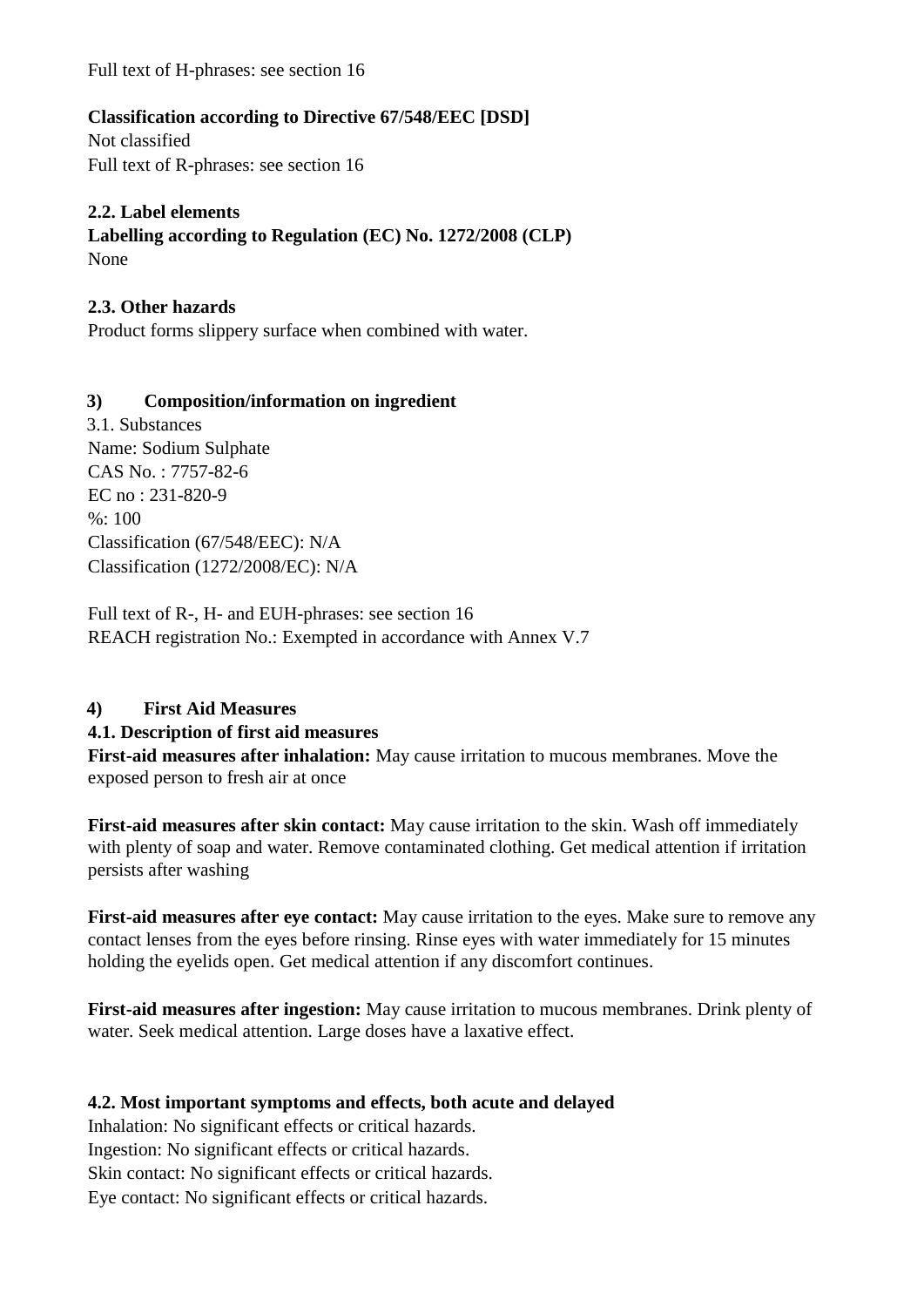Full text of H-phrases: see section 16

**Classification according to Directive 67/548/EEC [DSD]**

Not classified

Full text of R-phrases: see section 16

**2.2. Label elements**

**Labelling according to Regulation (EC) No. 1272/2008 (CLP)**

None

**2.3. Other hazards**

Product forms slippery surface when combined with water.

## 3) Composition/information on ingredient

3.1. Substances

Name: Sodium Sulphate

CAS No. : 7757-82-6

EC no : 231-820-9

%: 100

Classification (67/548/EEC): N/A

Classification (1272/2008/EC): N/A

Full text of R-, H- and EUH-phrases: see section 16

REACH registration No.: Exempted in accordance with Annex V.7

## 4) First Aid Measures

**4.1. Description of first aid measures**

**First-aid measures after inhalation:** May cause irritation to mucous membranes. Move the exposed person to fresh air at once

**First-aid measures after skin contact:** May cause irritation to the skin. Wash off immediately with plenty of soap and water. Remove contaminated clothing. Get medical attention if irritation persists after washing

**First-aid measures after eye contact:** May cause irritation to the eyes. Make sure to remove any contact lenses from the eyes before rinsing. Rinse eyes with water immediately for 15 minutes holding the eyelids open. Get medical attention if any discomfort continues.

**First-aid measures after ingestion:** May cause irritation to mucous membranes. Drink plenty of water. Seek medical attention. Large doses have a laxative effect.

**4.2. Most important symptoms and effects, both acute and delayed**

Inhalation: No significant effects or critical hazards.

Ingestion: No significant effects or critical hazards.

Skin contact: No significant effects or critical hazards.

Eye contact: No significant effects or critical hazards.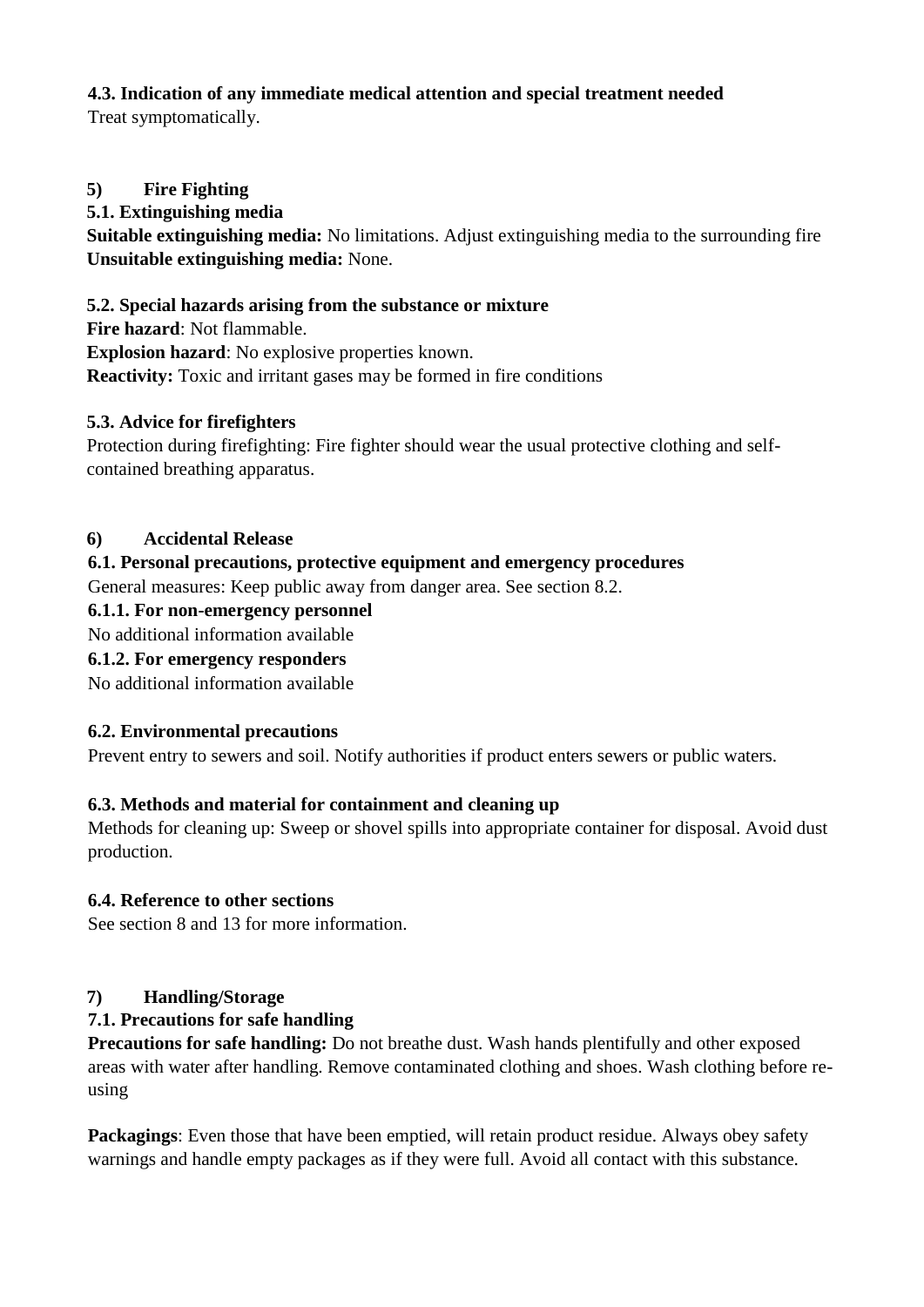#### 4.3. Indication of any immediate medical attention and special treatment needed

Treat symptomatically.

## 5) Fire Fighting

### 5.1. Extinguishing media

**Suitable extinguishing media:** No limitations. Adjust extinguishing media to the surrounding fire
**Unsuitable extinguishing media:** None.

### 5.2. Special hazards arising from the substance or mixture

**Fire hazard**: Not flammable.
**Explosion hazard**: No explosive properties known.
**Reactivity:** Toxic and irritant gases may be formed in fire conditions

### 5.3. Advice for firefighters

Protection during firefighting: Fire fighter should wear the usual protective clothing and self-contained breathing apparatus.

## 6) Accidental Release

### 6.1. Personal precautions, protective equipment and emergency procedures

General measures: Keep public away from danger area. See section 8.2.

#### 6.1.1. For non-emergency personnel

No additional information available

#### 6.1.2. For emergency responders

No additional information available

### 6.2. Environmental precautions

Prevent entry to sewers and soil. Notify authorities if product enters sewers or public waters.

### 6.3. Methods and material for containment and cleaning up

Methods for cleaning up: Sweep or shovel spills into appropriate container for disposal. Avoid dust production.

### 6.4. Reference to other sections

See section 8 and 13 for more information.

## 7) Handling/Storage

### 7.1. Precautions for safe handling

**Precautions for safe handling:** Do not breathe dust. Wash hands plentifully and other exposed areas with water after handling. Remove contaminated clothing and shoes. Wash clothing before re-using

**Packagings**: Even those that have been emptied, will retain product residue. Always obey safety warnings and handle empty packages as if they were full. Avoid all contact with this substance.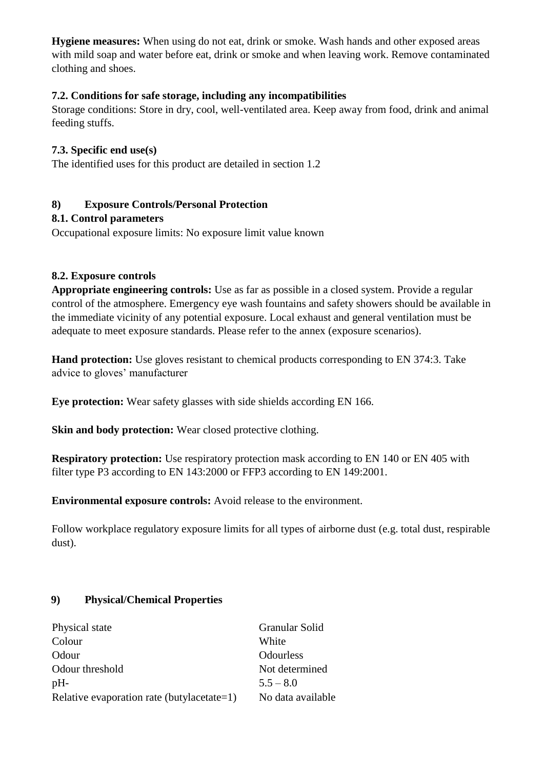**Hygiene measures:** When using do not eat, drink or smoke. Wash hands and other exposed areas with mild soap and water before eat, drink or smoke and when leaving work. Remove contaminated clothing and shoes.

### 7.2. Conditions for safe storage, including any incompatibilities

Storage conditions: Store in dry, cool, well-ventilated area. Keep away from food, drink and animal feeding stuffs.

### 7.3. Specific end use(s)

The identified uses for this product are detailed in section 1.2

## 8) Exposure Controls/Personal Protection

### 8.1. Control parameters

Occupational exposure limits: No exposure limit value known

### 8.2. Exposure controls

**Appropriate engineering controls:** Use as far as possible in a closed system. Provide a regular control of the atmosphere. Emergency eye wash fountains and safety showers should be available in the immediate vicinity of any potential exposure. Local exhaust and general ventilation must be adequate to meet exposure standards. Please refer to the annex (exposure scenarios).

**Hand protection:** Use gloves resistant to chemical products corresponding to EN 374:3. Take advice to gloves' manufacturer

**Eye protection:** Wear safety glasses with side shields according EN 166.

**Skin and body protection:** Wear closed protective clothing.

**Respiratory protection:** Use respiratory protection mask according to EN 140 or EN 405 with filter type P3 according to EN 143:2000 or FFP3 according to EN 149:2001.

**Environmental exposure controls:** Avoid release to the environment.

Follow workplace regulatory exposure limits for all types of airborne dust (e.g. total dust, respirable dust).

## 9) Physical/Chemical Properties

| | |
|---|---|
| Physical state | Granular Solid |
| Colour | White |
| Odour | Odourless |
| Odour threshold | Not determined |
| pH- | 5.5 – 8.0 |
| Relative evaporation rate (butylacetate=1) | No data available |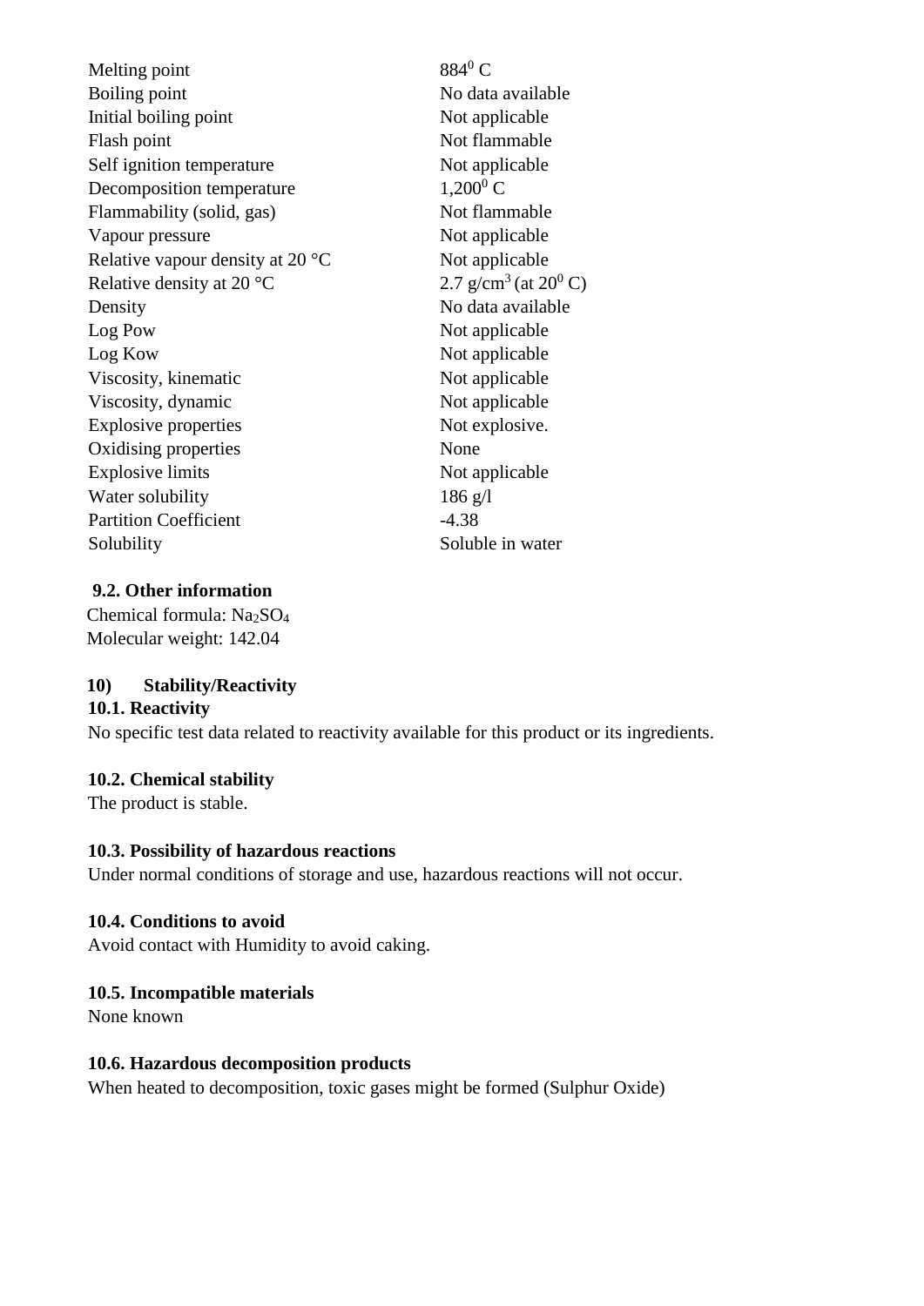| | |
|---|---|
| Melting point | $884^0$ C |
| Boiling point | No data available |
| Initial boiling point | Not applicable |
| Flash point | Not flammable |
| Self ignition temperature | Not applicable |
| Decomposition temperature | $1{,}200^0$ C |
| Flammability (solid, gas) | Not flammable |
| Vapour pressure | Not applicable |
| Relative vapour density at 20 °C | Not applicable |
| Relative density at 20 °C | 2.7 $g/cm^3$ (at $20^0$ C) |
| Density | No data available |
| Log Pow | Not applicable |
| Log Kow | Not applicable |
| Viscosity, kinematic | Not applicable |
| Viscosity, dynamic | Not applicable |
| Explosive properties | Not explosive. |
| Oxidising properties | None |
| Explosive limits | Not applicable |
| Water solubility | 186 g/l |
| Partition Coefficient | -4.38 |
| Solubility | Soluble in water |

**9.2. Other information**

Chemical formula: $Na_2SO_4$

Molecular weight: 142.04

## 10) Stability/Reactivity

**10.1. Reactivity**

No specific test data related to reactivity available for this product or its ingredients.

**10.2. Chemical stability**

The product is stable.

**10.3. Possibility of hazardous reactions**

Under normal conditions of storage and use, hazardous reactions will not occur.

**10.4. Conditions to avoid**

Avoid contact with Humidity to avoid caking.

**10.5. Incompatible materials**

None known

**10.6. Hazardous decomposition products**

When heated to decomposition, toxic gases might be formed (Sulphur Oxide)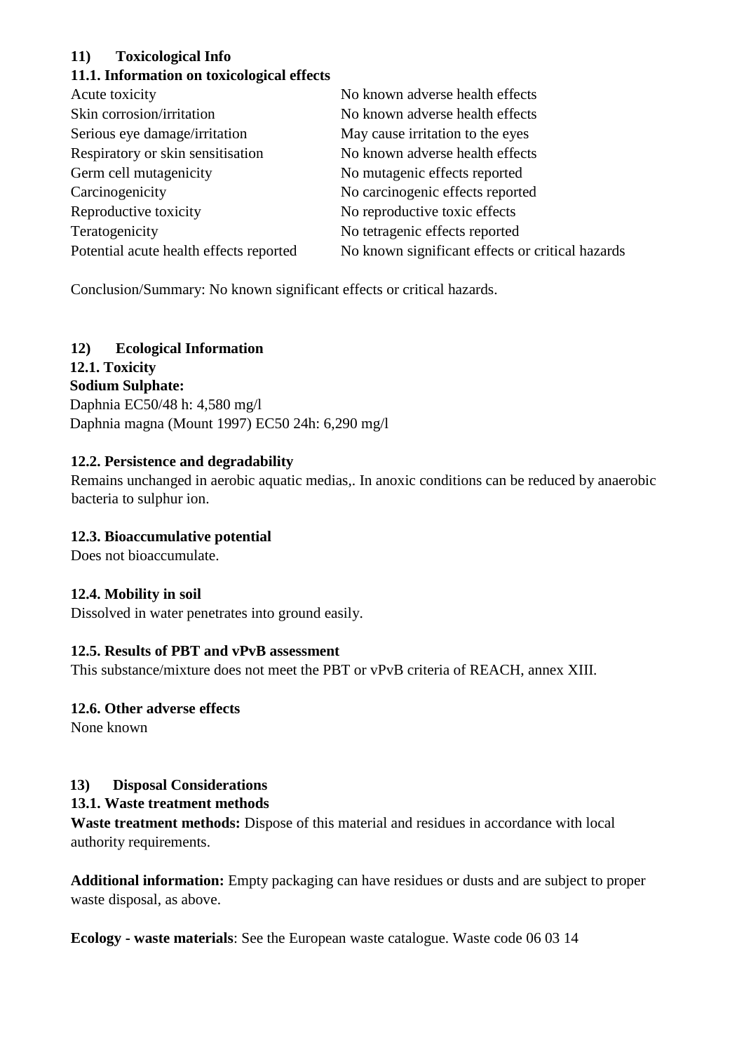## 11) Toxicological Info

### 11.1. Information on toxicological effects

| | |
|---|---|
| Acute toxicity | No known adverse health effects |
| Skin corrosion/irritation | No known adverse health effects |
| Serious eye damage/irritation | May cause irritation to the eyes |
| Respiratory or skin sensitisation | No known adverse health effects |
| Germ cell mutagenicity | No mutagenic effects reported |
| Carcinogenicity | No carcinogenic effects reported |
| Reproductive toxicity | No reproductive toxic effects |
| Teratogenicity | No tetragenic effects reported |
| Potential acute health effects reported | No known significant effects or critical hazards |

Conclusion/Summary: No known significant effects or critical hazards.

## 12) Ecological Information

### 12.1. Toxicity

**Sodium Sulphate:**

Daphnia EC50/48 h: 4,580 mg/l

Daphnia magna (Mount 1997) EC50 24h: 6,290 mg/l

### 12.2. Persistence and degradability

Remains unchanged in aerobic aquatic medias,. In anoxic conditions can be reduced by anaerobic bacteria to sulphur ion.

### 12.3. Bioaccumulative potential

Does not bioaccumulate.

### 12.4. Mobility in soil

Dissolved in water penetrates into ground easily.

### 12.5. Results of PBT and vPvB assessment

This substance/mixture does not meet the PBT or vPvB criteria of REACH, annex XIII.

### 12.6. Other adverse effects

None known

## 13) Disposal Considerations

### 13.1. Waste treatment methods

**Waste treatment methods:** Dispose of this material and residues in accordance with local authority requirements.

**Additional information:** Empty packaging can have residues or dusts and are subject to proper waste disposal, as above.

**Ecology - waste materials**: See the European waste catalogue. Waste code 06 03 14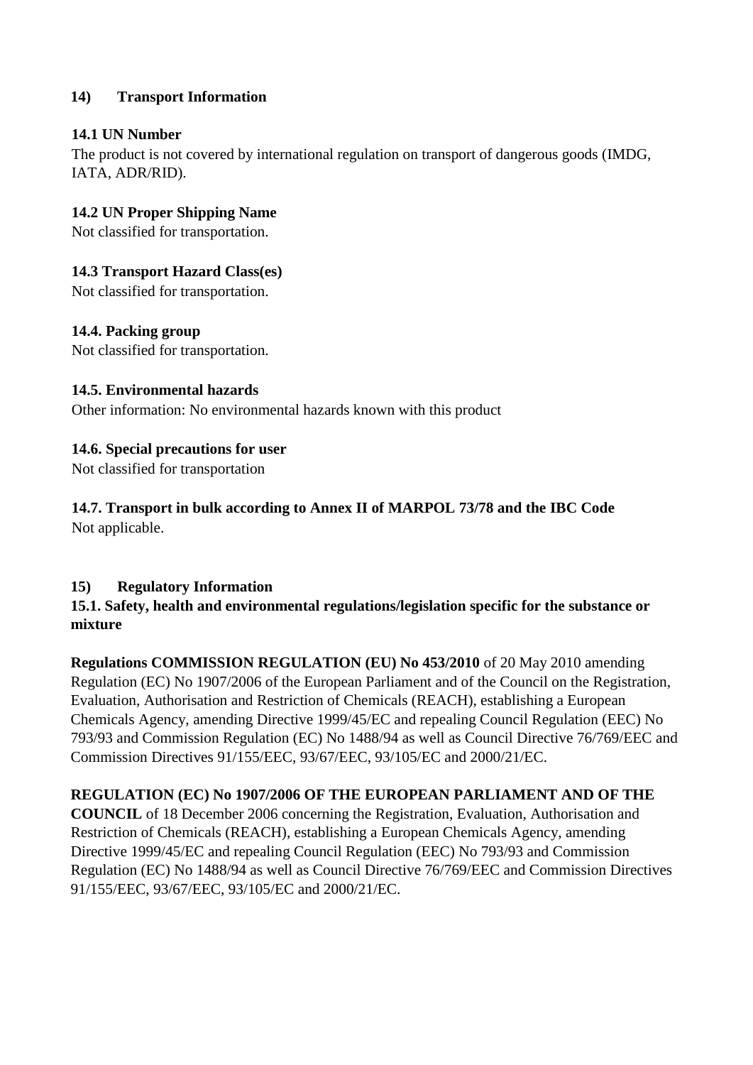## 14) Transport Information

### 14.1 UN Number

The product is not covered by international regulation on transport of dangerous goods (IMDG, IATA, ADR/RID).

### 14.2 UN Proper Shipping Name

Not classified for transportation.

### 14.3 Transport Hazard Class(es)

Not classified for transportation.

### 14.4. Packing group

Not classified for transportation.

### 14.5. Environmental hazards

Other information: No environmental hazards known with this product

### 14.6. Special precautions for user

Not classified for transportation

### 14.7. Transport in bulk according to Annex II of MARPOL 73/78 and the IBC Code

Not applicable.

## 15) Regulatory Information

### 15.1. Safety, health and environmental regulations/legislation specific for the substance or mixture

**Regulations COMMISSION REGULATION (EU) No 453/2010** of 20 May 2010 amending Regulation (EC) No 1907/2006 of the European Parliament and of the Council on the Registration, Evaluation, Authorisation and Restriction of Chemicals (REACH), establishing a European Chemicals Agency, amending Directive 1999/45/EC and repealing Council Regulation (EEC) No 793/93 and Commission Regulation (EC) No 1488/94 as well as Council Directive 76/769/EEC and Commission Directives 91/155/EEC, 93/67/EEC, 93/105/EC and 2000/21/EC.

**REGULATION (EC) No 1907/2006 OF THE EUROPEAN PARLIAMENT AND OF THE COUNCIL** of 18 December 2006 concerning the Registration, Evaluation, Authorisation and Restriction of Chemicals (REACH), establishing a European Chemicals Agency, amending Directive 1999/45/EC and repealing Council Regulation (EEC) No 793/93 and Commission Regulation (EC) No 1488/94 as well as Council Directive 76/769/EEC and Commission Directives 91/155/EEC, 93/67/EEC, 93/105/EC and 2000/21/EC.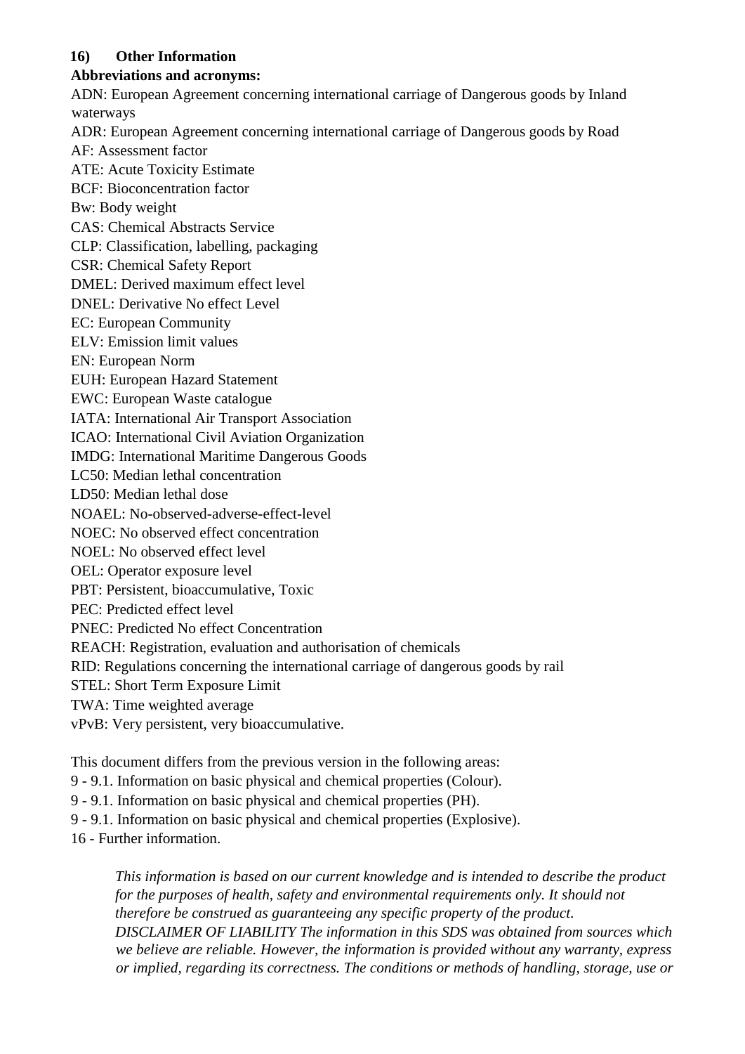## 16) Other Information

**Abbreviations and acronyms:**

ADN: European Agreement concerning international carriage of Dangerous goods by Inland waterways
ADR: European Agreement concerning international carriage of Dangerous goods by Road
AF: Assessment factor
ATE: Acute Toxicity Estimate
BCF: Bioconcentration factor
Bw: Body weight
CAS: Chemical Abstracts Service
CLP: Classification, labelling, packaging
CSR: Chemical Safety Report
DMEL: Derived maximum effect level
DNEL: Derivative No effect Level
EC: European Community
ELV: Emission limit values
EN: European Norm
EUH: European Hazard Statement
EWC: European Waste catalogue
IATA: International Air Transport Association
ICAO: International Civil Aviation Organization
IMDG: International Maritime Dangerous Goods
LC50: Median lethal concentration
LD50: Median lethal dose
NOAEL: No-observed-adverse-effect-level
NOEC: No observed effect concentration
NOEL: No observed effect level
OEL: Operator exposure level
PBT: Persistent, bioaccumulative, Toxic
PEC: Predicted effect level
PNEC: Predicted No effect Concentration
REACH: Registration, evaluation and authorisation of chemicals
RID: Regulations concerning the international carriage of dangerous goods by rail
STEL: Short Term Exposure Limit
TWA: Time weighted average
vPvB: Very persistent, very bioaccumulative.

This document differs from the previous version in the following areas:
9 - 9.1. Information on basic physical and chemical properties (Colour).
9 - 9.1. Information on basic physical and chemical properties (PH).
9 - 9.1. Information on basic physical and chemical properties (Explosive).
16 - Further information.

*This information is based on our current knowledge and is intended to describe the product for the purposes of health, safety and environmental requirements only. It should not therefore be construed as guaranteeing any specific property of the product.*
*DISCLAIMER OF LIABILITY The information in this SDS was obtained from sources which we believe are reliable. However, the information is provided without any warranty, express or implied, regarding its correctness. The conditions or methods of handling, storage, use or*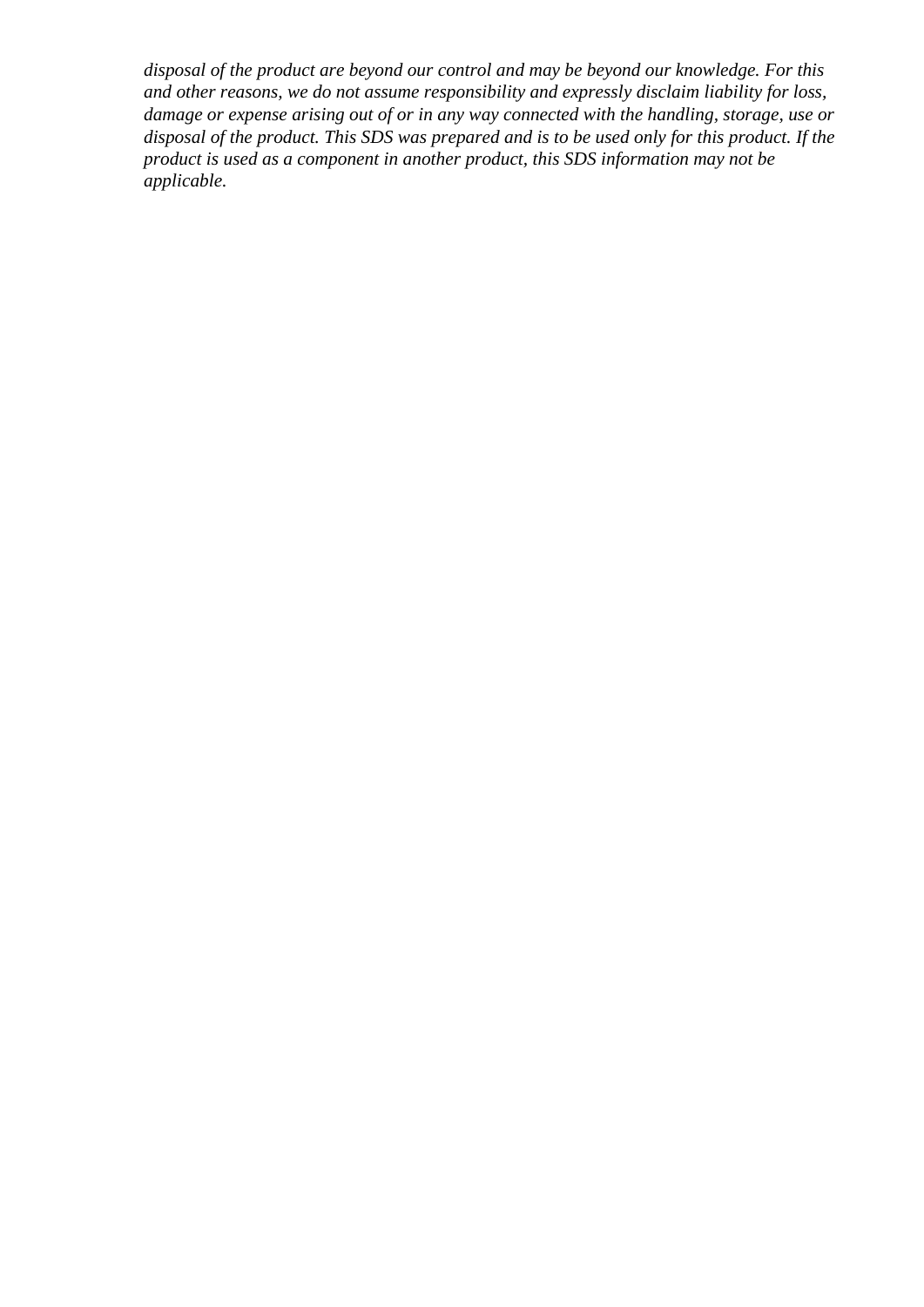*disposal of the product are beyond our control and may be beyond our knowledge. For this and other reasons, we do not assume responsibility and expressly disclaim liability for loss, damage or expense arising out of or in any way connected with the handling, storage, use or disposal of the product. This SDS was prepared and is to be used only for this product. If the product is used as a component in another product, this SDS information may not be applicable.*